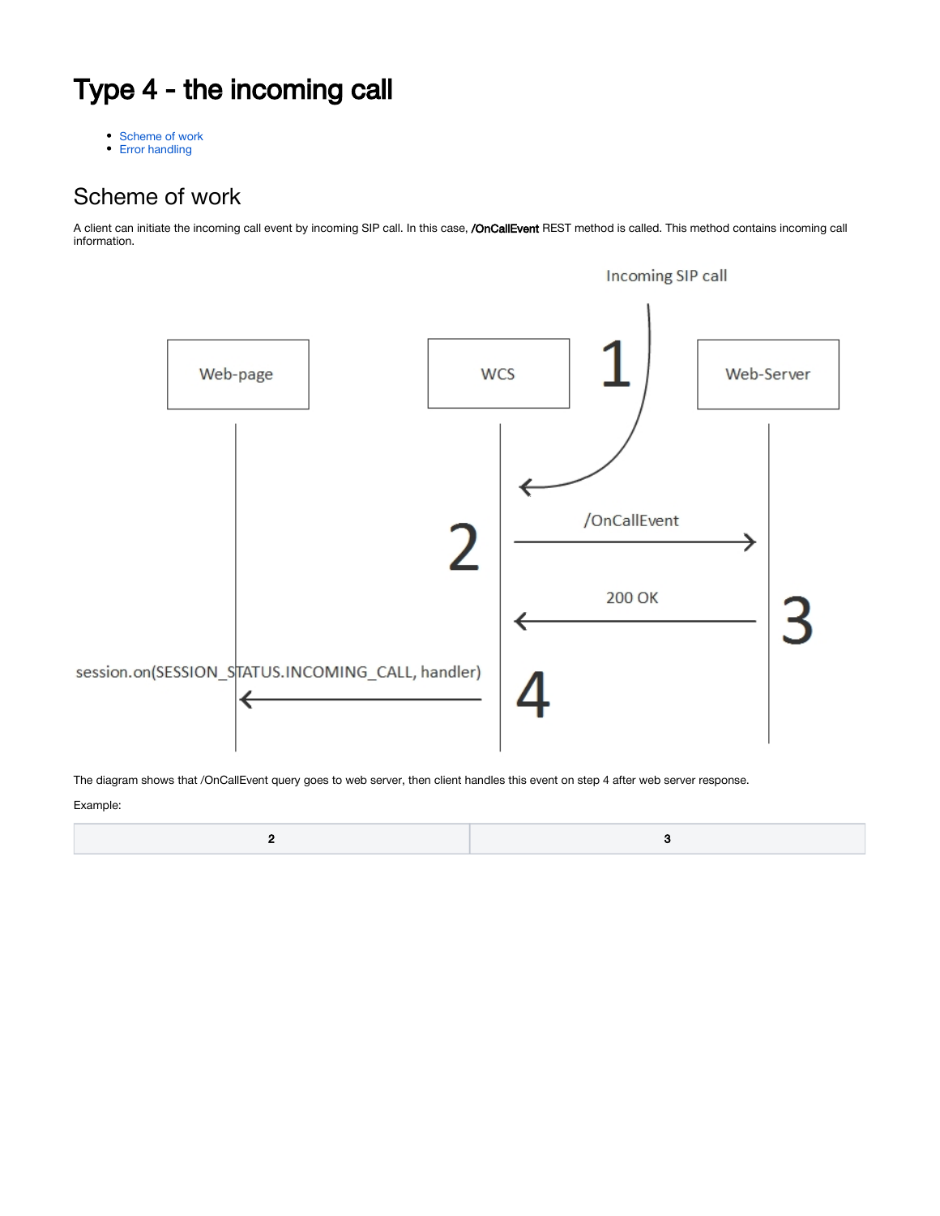# Type 4 - the incoming call

- Scheme of work
- Error handling

## Scheme of work

A client can initiate the incoming call event by incoming SIP call. In this case, **/OnCallEvent** REST method is called. This method contains incoming call information.

The diagram shows that /OnCallEvent query goes to web server, then client handles this event on step 4 after web server response.

Example:

| 2 | 3 |
| --- | --- |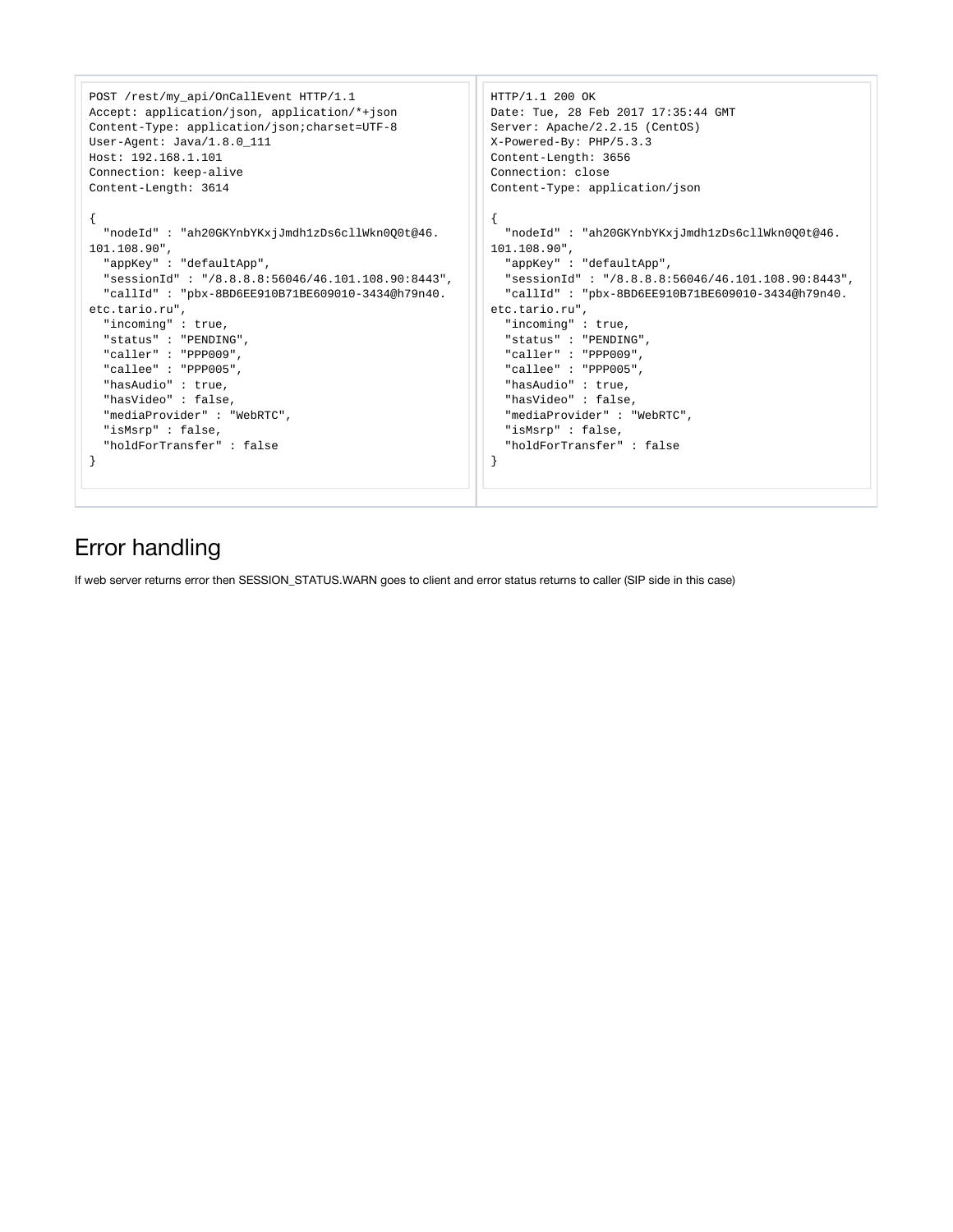```
POST /rest/my_api/OnCallEvent HTTP/1.1
Accept: application/json, application/*+json
Content-Type: application/json;charset=UTF-8
User-Agent: Java/1.8.0_111
Host: 192.168.1.101
Connection: keep-alive
Content-Length: 3614

{
  "nodeId" : "ah20GKYnbYKxjJmdh1zDs6cllWkn0Q0t@46.
101.108.90",
  "appKey" : "defaultApp",
  "sessionId" : "/8.8.8.8:56046/46.101.108.90:8443",
  "callId" : "pbx-8BD6EE910B71BE609010-3434@h79n40.
etc.tario.ru",
  "incoming" : true,
  "status" : "PENDING",
  "caller" : "PPP009",
  "callee" : "PPP005",
  "hasAudio" : true,
  "hasVideo" : false,
  "mediaProvider" : "WebRTC",
  "isMsrp" : false,
  "holdForTransfer" : false
}
```

```
HTTP/1.1 200 OK
Date: Tue, 28 Feb 2017 17:35:44 GMT
Server: Apache/2.2.15 (CentOS)
X-Powered-By: PHP/5.3.3
Content-Length: 3656
Connection: close
Content-Type: application/json

{
  "nodeId" : "ah20GKYnbYKxjJmdh1zDs6cllWkn0Q0t@46.
101.108.90",
  "appKey" : "defaultApp",
  "sessionId" : "/8.8.8.8:56046/46.101.108.90:8443",
  "callId" : "pbx-8BD6EE910B71BE609010-3434@h79n40.
etc.tario.ru",
  "incoming" : true,
  "status" : "PENDING",
  "caller" : "PPP009",
  "callee" : "PPP005",
  "hasAudio" : true,
  "hasVideo" : false,
  "mediaProvider" : "WebRTC",
  "isMsrp" : false,
  "holdForTransfer" : false
}
```

## Error handling

If web server returns error then SESSION_STATUS.WARN goes to client and error status returns to caller (SIP side in this case)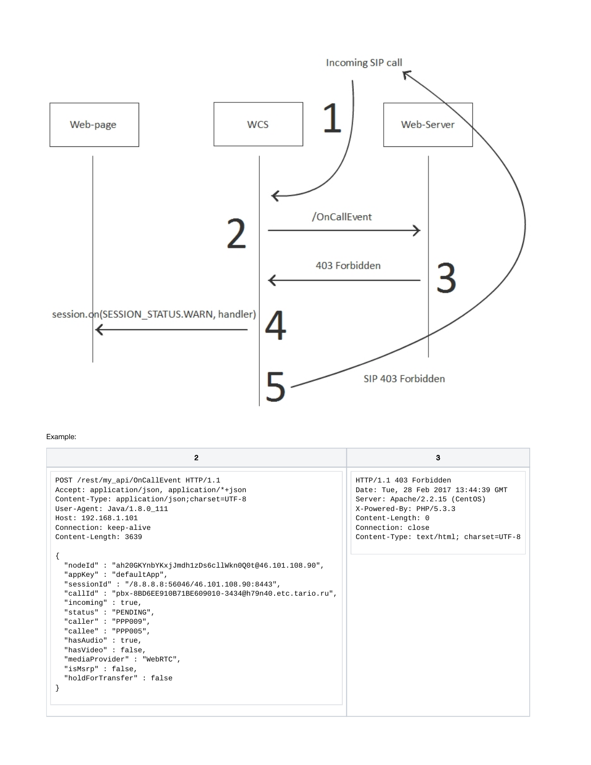Incoming SIP call

Web-page

WCS

Web-Server

1

/OnCallEvent

2

403 Forbidden

3

session.on(SESSION_STATUS.WARN, handler)

4

5

SIP 403 Forbidden

Example:

| 2 | 3 |
| --- | --- |
| <pre>POST /rest/my_api/OnCallEvent HTTP/1.1<br>Accept: application/json, application/*+json<br>Content-Type: application/json;charset=UTF-8<br>User-Agent: Java/1.8.0_111<br>Host: 192.168.1.101<br>Connection: keep-alive<br>Content-Length: 3639<br><br>{<br>  "nodeId" : "ah20GKYnbYKxjJmdh1zDs6cllWkn0Q0t@46.101.108.90",<br>  "appKey" : "defaultApp",<br>  "sessionId" : "/8.8.8.8:56046/46.101.108.90:8443",<br>  "callId" : "pbx-8BD6EE910B71BE609010-3434@h79n40.etc.tario.ru",<br>  "incoming" : true,<br>  "status" : "PENDING",<br>  "caller" : "PPP009",<br>  "callee" : "PPP005",<br>  "hasAudio" : true,<br>  "hasVideo" : false,<br>  "mediaProvider" : "WebRTC",<br>  "isMsrp" : false,<br>  "holdForTransfer" : false<br>}</pre> | <pre>HTTP/1.1 403 Forbidden<br>Date: Tue, 28 Feb 2017 13:44:39 GMT<br>Server: Apache/2.2.15 (CentOS)<br>X-Powered-By: PHP/5.3.3<br>Content-Length: 0<br>Connection: close<br>Content-Type: text/html; charset=UTF-8</pre> |